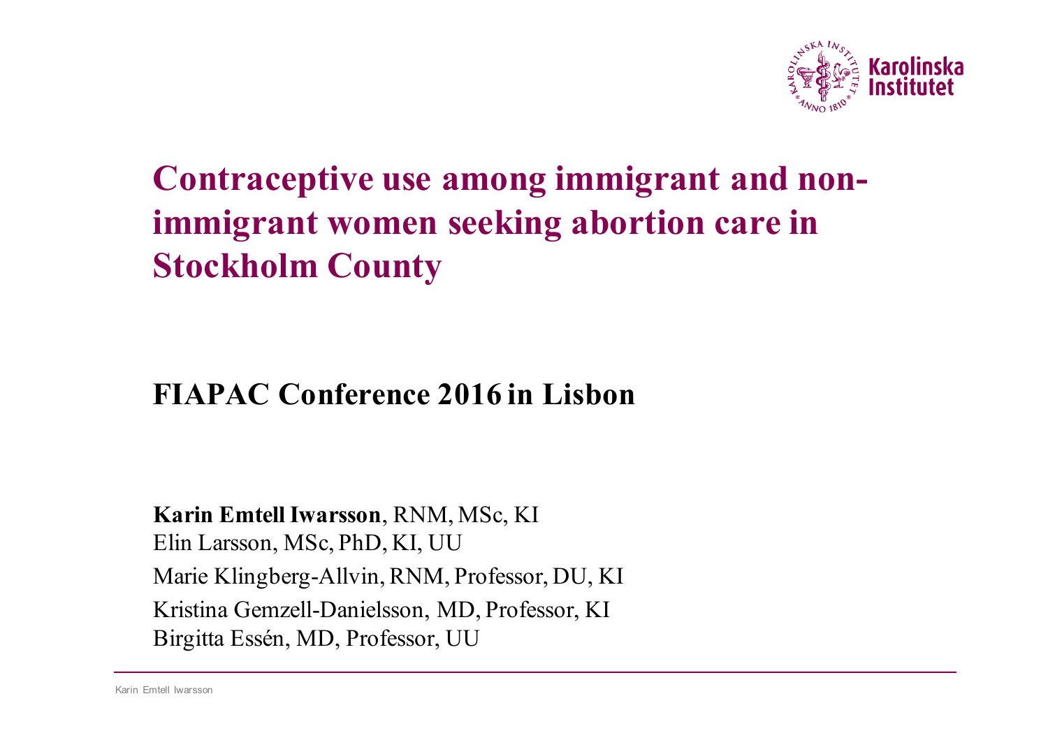# Contraceptive use among immigrant and non-immigrant women seeking abortion care in Stockholm County

## FIAPAC Conference 2016 in Lisbon

**Karin Emtell Iwarsson**, RNM, MSc, KI
Elin Larsson, MSc, PhD, KI, UU
Marie Klingberg-Allvin, RNM, Professor, DU, KI
Kristina Gemzell-Danielsson, MD, Professor, KI
Birgitta Essén, MD, Professor, UU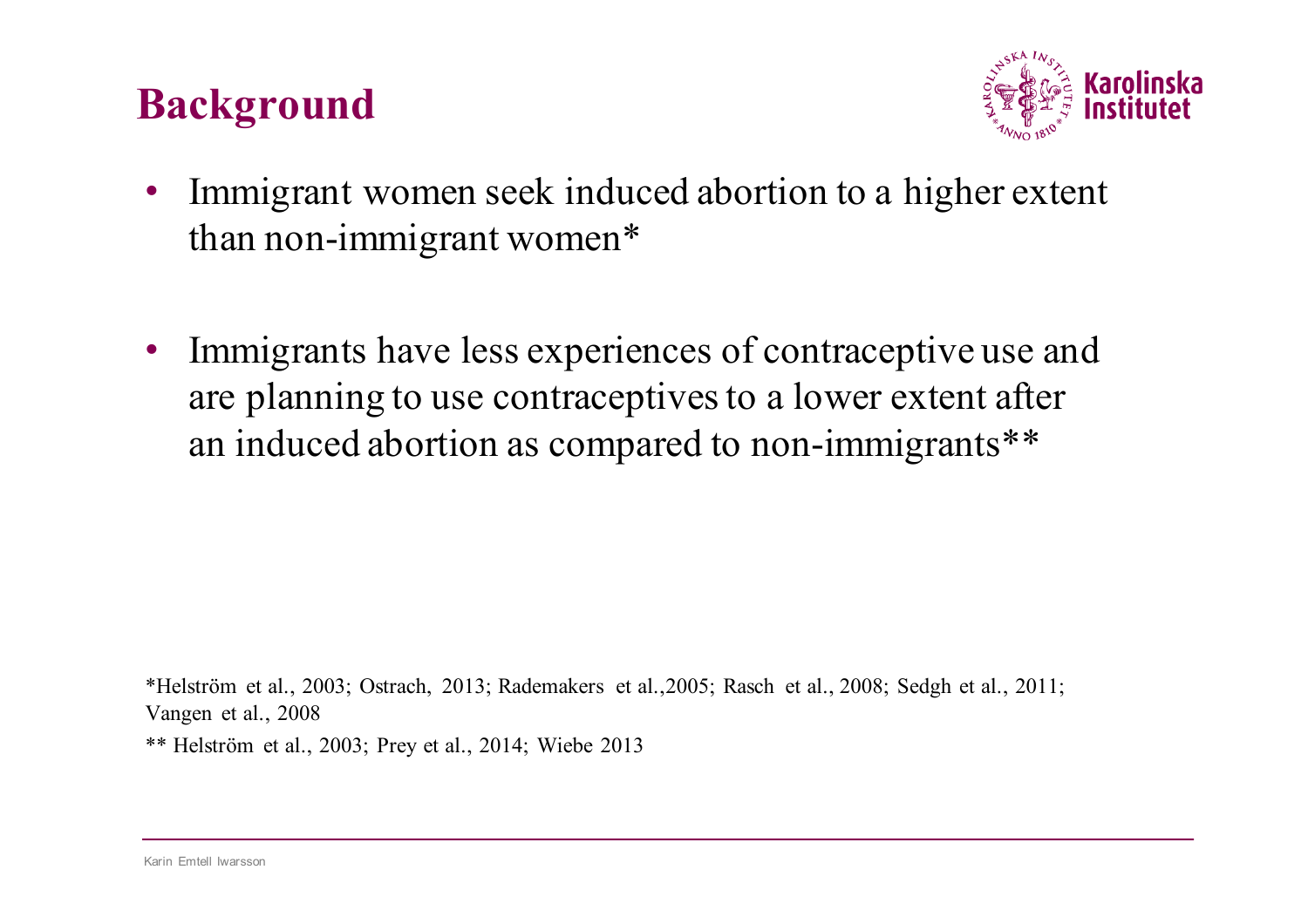# Background

- Immigrant women seek induced abortion to a higher extent than non-immigrant women*

- Immigrants have less experiences of contraceptive use and are planning to use contraceptives to a lower extent after an induced abortion as compared to non-immigrants**

*Helström et al., 2003; Ostrach, 2013; Rademakers et al.,2005; Rasch et al., 2008; Sedgh et al., 2011; Vangen et al., 2008

** Helström et al., 2003; Prey et al., 2014; Wiebe 2013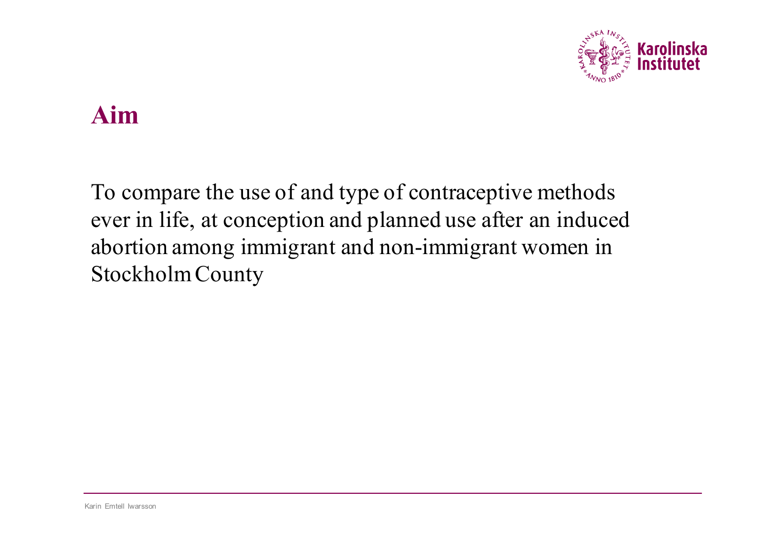# Aim

To compare the use of and type of contraceptive methods ever in life, at conception and planned use after an induced abortion among immigrant and non-immigrant women in Stockholm County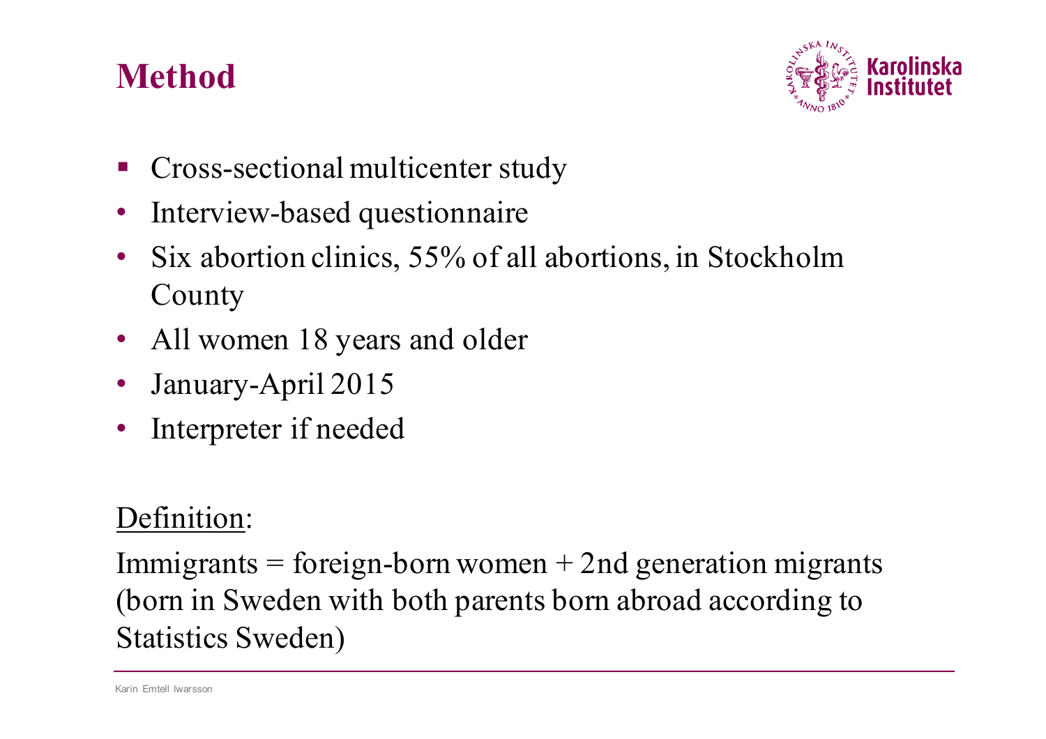# Method

- Cross-sectional multicenter study
- Interview-based questionnaire
- Six abortion clinics, 55% of all abortions, in Stockholm County
- All women 18 years and older
- January-April 2015
- Interpreter if needed

Definition:

Immigrants = foreign-born women + 2nd generation migrants (born in Sweden with both parents born abroad according to Statistics Sweden)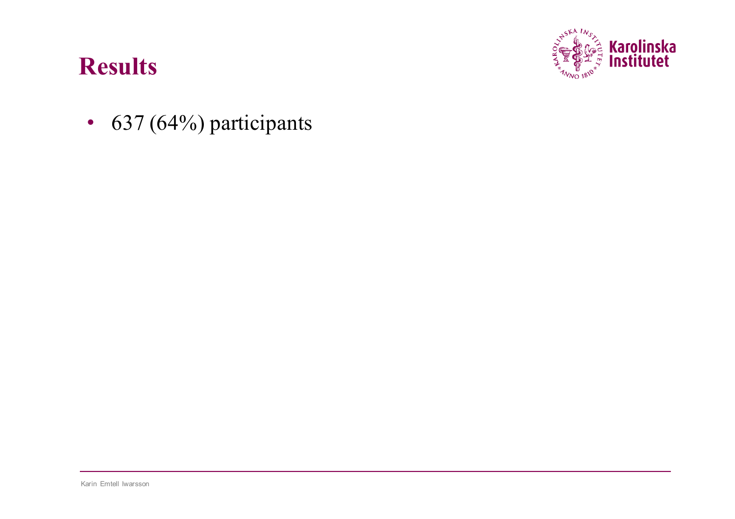# Results

- 637 (64%) participants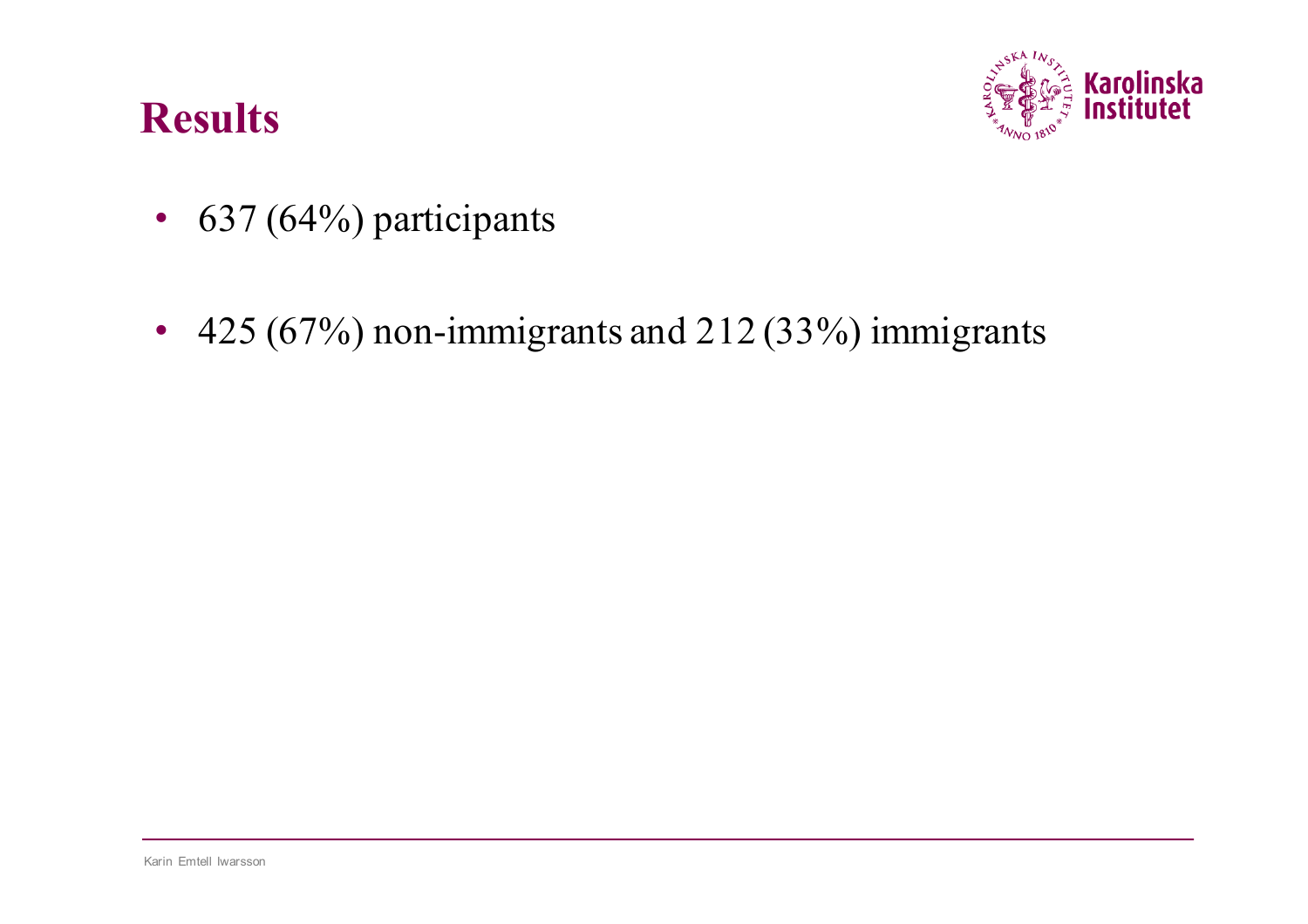## Results

- 637 (64%) participants
- 425 (67%) non-immigrants and 212 (33%) immigrants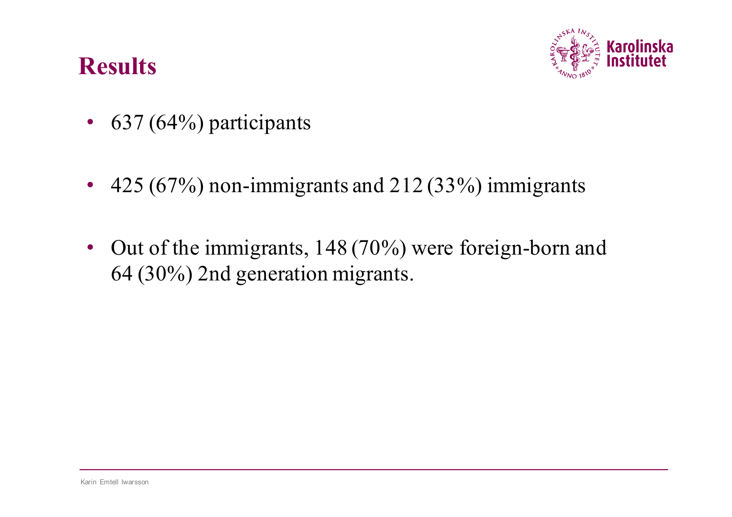## Results

- 637 (64%) participants
- 425 (67%) non-immigrants and 212 (33%) immigrants
- Out of the immigrants, 148 (70%) were foreign-born and 64 (30%) 2nd generation migrants.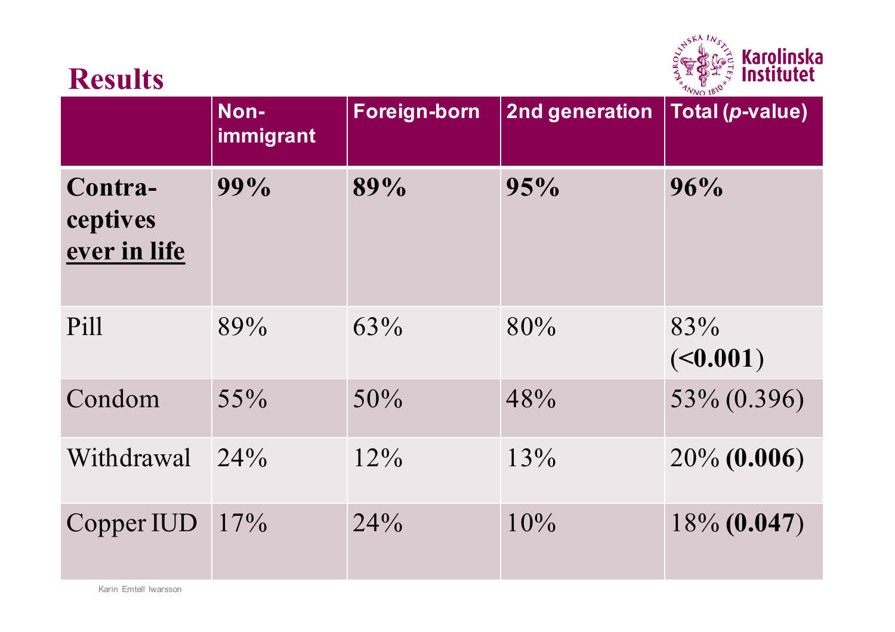# Results

| | Non-immigrant | Foreign-born | 2nd generation | Total (*p*-value) |
|---|---|---|---|---|
| **Contra-ceptives <u>ever in life</u>** | **99%** | **89%** | **95%** | **96%** |
| Pill | 89% | 63% | 80% | 83% (**<0.001**) |
| Condom | 55% | 50% | 48% | 53% (0.396) |
| Withdrawal | 24% | 12% | 13% | 20% (**0.006**) |
| Copper IUD | 17% | 24% | 10% | 18% (**0.047**) |

Karin Emtell Iwarsson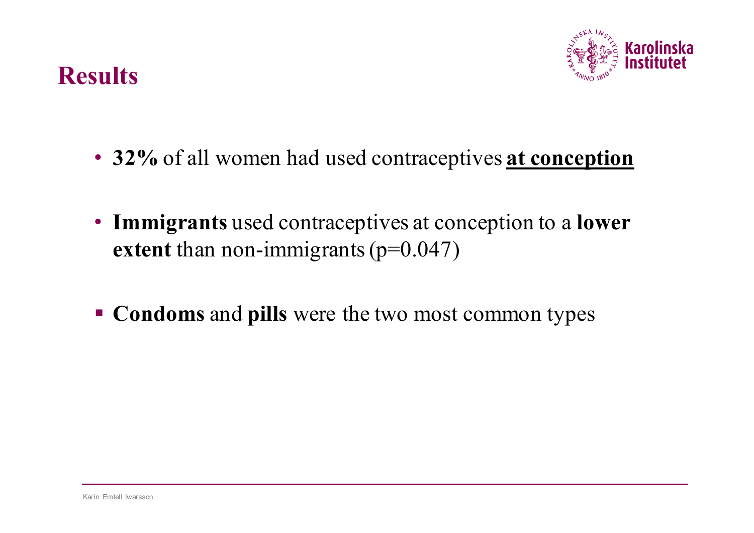# Results

- **32%** of all women had used contraceptives **at conception**
- **Immigrants** used contraceptives at conception to a **lower extent** than non-immigrants ($p=0.047$)
- **Condoms** and **pills** were the two most common types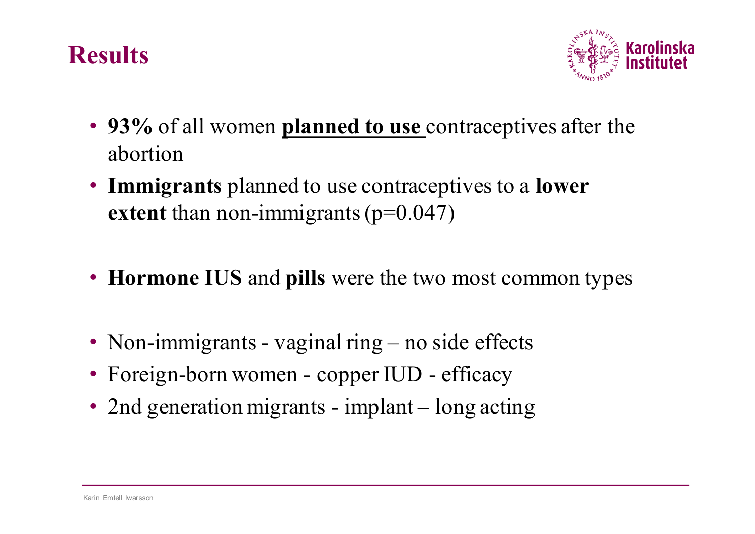# Results

- **93%** of all women **planned to use** contraceptives after the abortion
- **Immigrants** planned to use contraceptives to a **lower extent** than non-immigrants ($p=0.047$)

- **Hormone IUS** and **pills** were the two most common types

- Non-immigrants - vaginal ring – no side effects
- Foreign-born women - copper IUD - efficacy
- 2nd generation migrants - implant – long acting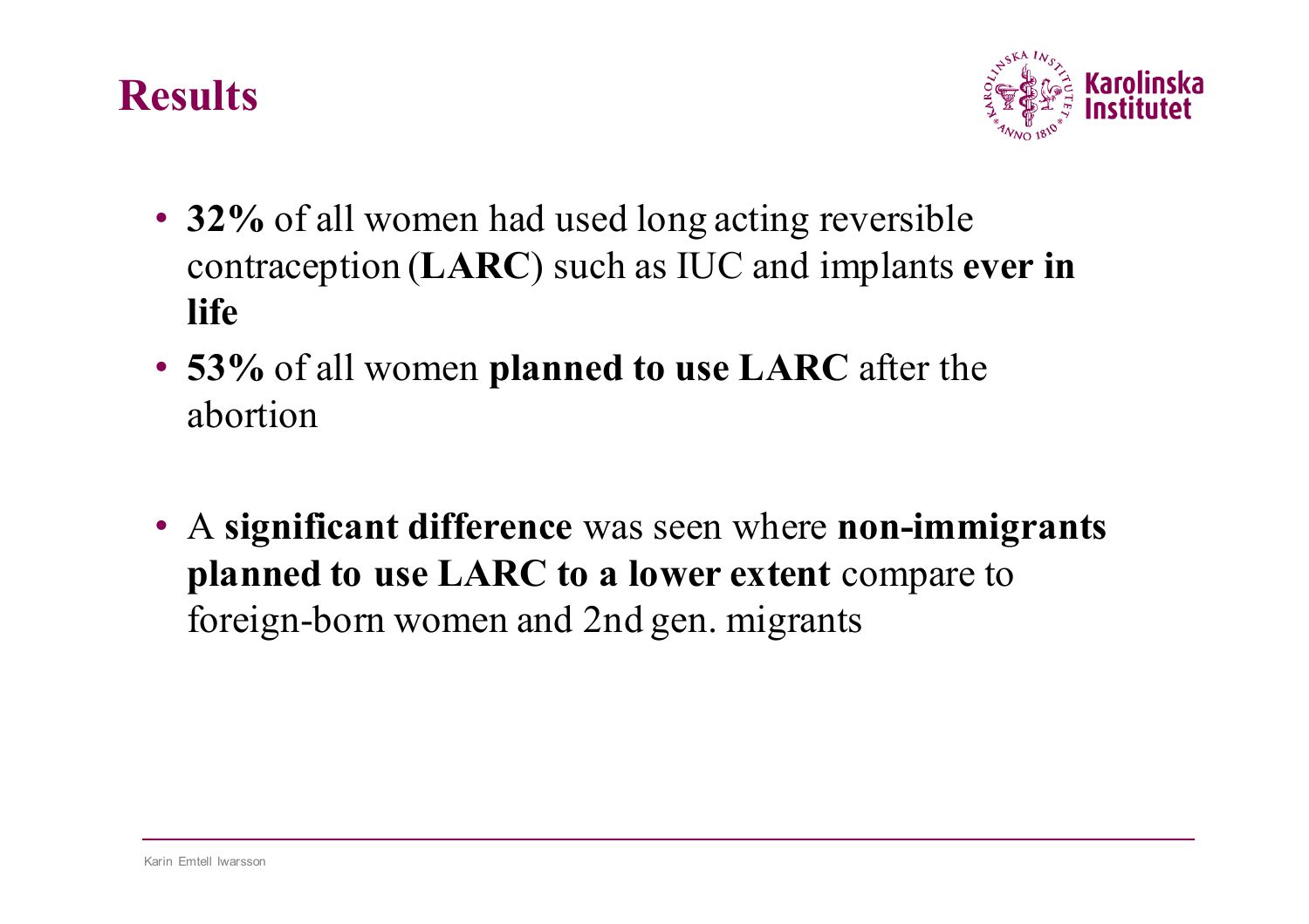# Results

- **32%** of all women had used long acting reversible contraception (**LARC**) such as IUC and implants **ever in life**
- **53%** of all women **planned to use LARC** after the abortion

- A **significant difference** was seen where **non-immigrants planned to use LARC to a lower extent** compare to foreign-born women and 2nd gen. migrants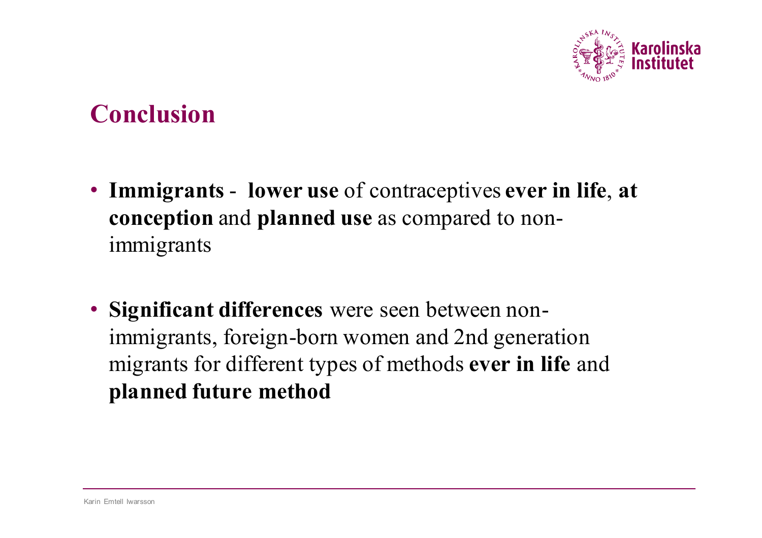# Conclusion

- **Immigrants** - **lower use** of contraceptives **ever in life**, **at conception** and **planned use** as compared to non-immigrants
- **Significant differences** were seen between non-immigrants, foreign-born women and 2nd generation migrants for different types of methods **ever in life** and **planned future method**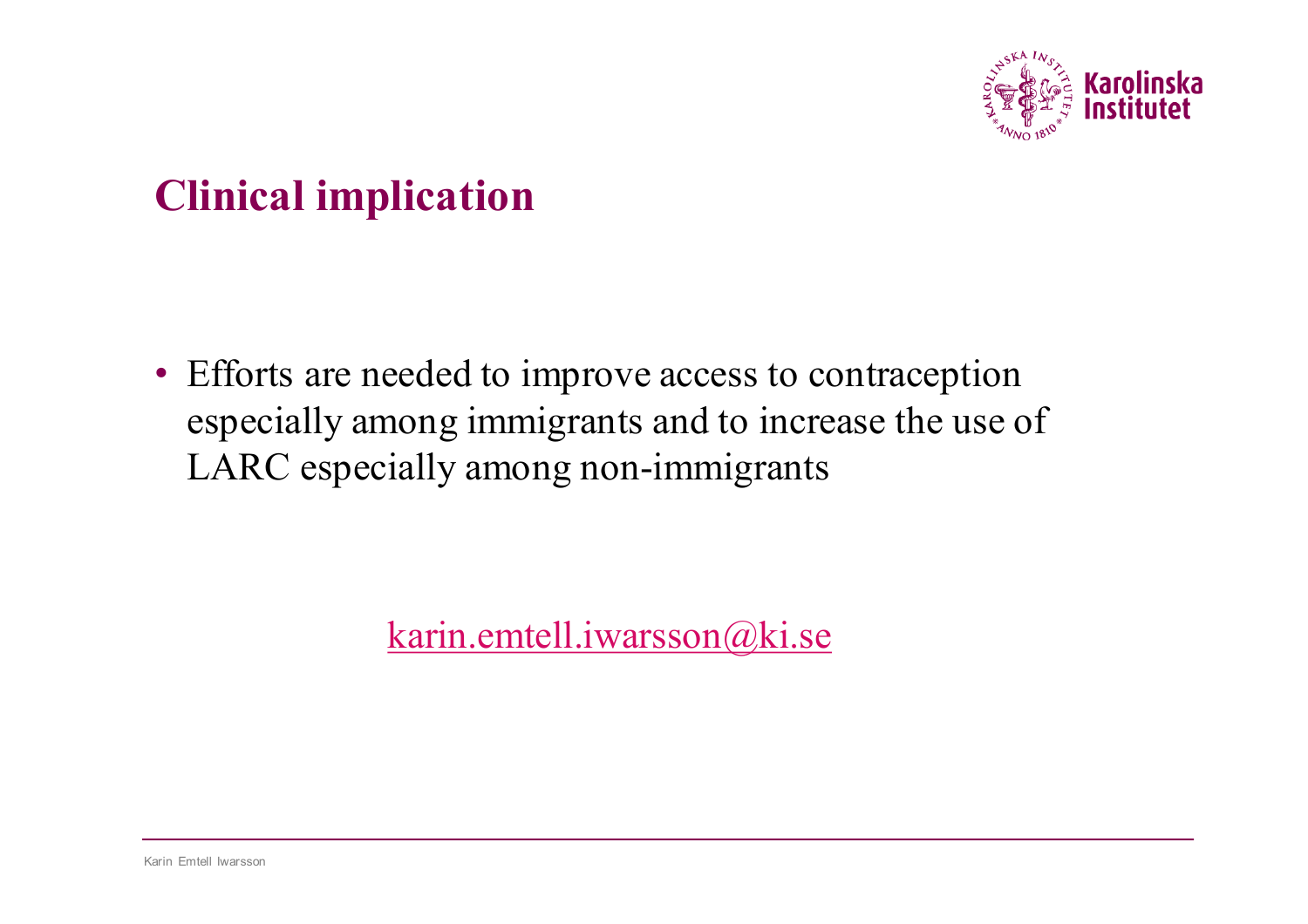# Clinical implication

- Efforts are needed to improve access to contraception especially among immigrants and to increase the use of LARC especially among non-immigrants

karin.emtell.iwarsson@ki.se